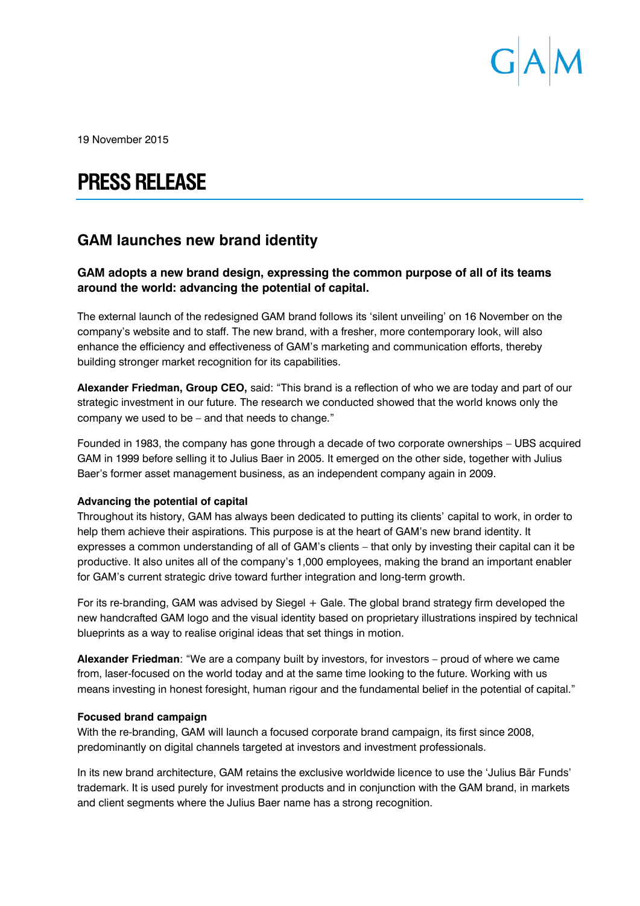19 November 2015

# PRESS RELEASE

## GAM launches new brand identity

### GAM adopts a new brand design, expressing the common purpose of all of its teams around the world: advancing the potential of capital.

The external launch of the redesigned GAM brand follows its 'silent unveiling' on 16 November on the company's website and to staff. The new brand, with a fresher, more contemporary look, will also enhance the efficiency and effectiveness of GAM's marketing and communication efforts, thereby building stronger market recognition for its capabilities.

**Alexander Friedman, Group CEO,** said: "This brand is a reflection of who we are today and part of our strategic investment in our future. The research we conducted showed that the world knows only the company we used to be – and that needs to change."

Founded in 1983, the company has gone through a decade of two corporate ownerships – UBS acquired GAM in 1999 before selling it to Julius Baer in 2005. It emerged on the other side, together with Julius Baer's former asset management business, as an independent company again in 2009.

**Advancing the potential of capital**

Throughout its history, GAM has always been dedicated to putting its clients' capital to work, in order to help them achieve their aspirations. This purpose is at the heart of GAM's new brand identity. It expresses a common understanding of all of GAM's clients – that only by investing their capital can it be productive. It also unites all of the company's 1,000 employees, making the brand an important enabler for GAM's current strategic drive toward further integration and long-term growth.

For its re-branding, GAM was advised by Siegel + Gale. The global brand strategy firm developed the new handcrafted GAM logo and the visual identity based on proprietary illustrations inspired by technical blueprints as a way to realise original ideas that set things in motion.

**Alexander Friedman**: "We are a company built by investors, for investors – proud of where we came from, laser-focused on the world today and at the same time looking to the future. Working with us means investing in honest foresight, human rigour and the fundamental belief in the potential of capital."

**Focused brand campaign**

With the re-branding, GAM will launch a focused corporate brand campaign, its first since 2008, predominantly on digital channels targeted at investors and investment professionals.

In its new brand architecture, GAM retains the exclusive worldwide licence to use the 'Julius Bär Funds' trademark. It is used purely for investment products and in conjunction with the GAM brand, in markets and client segments where the Julius Baer name has a strong recognition.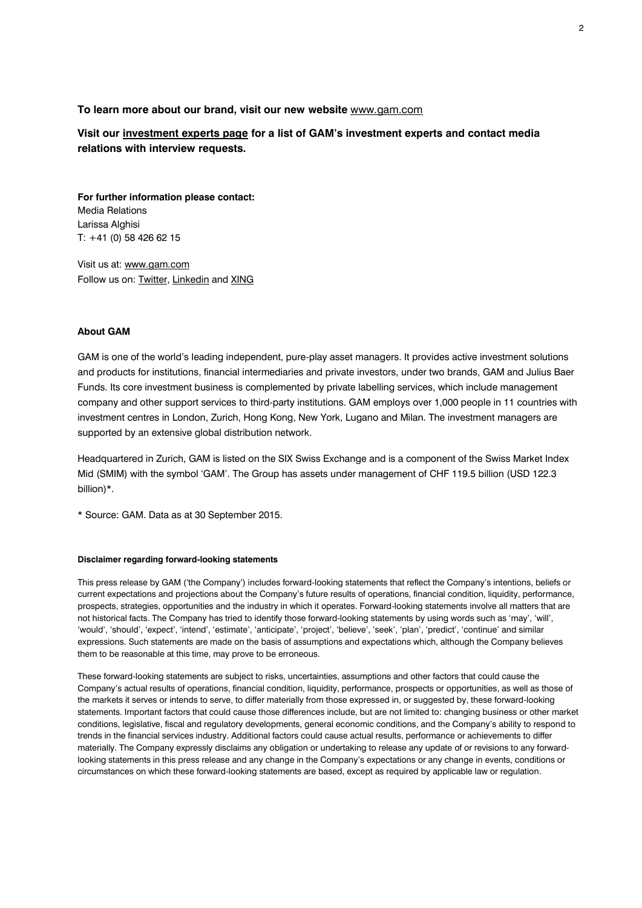**To learn more about our brand, visit our new website** www.gam.com

**Visit our investment experts page for a list of GAM's investment experts and contact media relations with interview requests.**

**For further information please contact:**
Media Relations
Larissa Alghisi
T: +41 (0) 58 426 62 15

Visit us at: www.gam.com
Follow us on: Twitter, Linkedin and XING

**About GAM**

GAM is one of the world's leading independent, pure-play asset managers. It provides active investment solutions and products for institutions, financial intermediaries and private investors, under two brands, GAM and Julius Baer Funds. Its core investment business is complemented by private labelling services, which include management company and other support services to third-party institutions. GAM employs over 1,000 people in 11 countries with investment centres in London, Zurich, Hong Kong, New York, Lugano and Milan. The investment managers are supported by an extensive global distribution network.

Headquartered in Zurich, GAM is listed on the SIX Swiss Exchange and is a component of the Swiss Market Index Mid (SMIM) with the symbol 'GAM'. The Group has assets under management of CHF 119.5 billion (USD 122.3 billion)*.

* Source: GAM. Data as at 30 September 2015.

**Disclaimer regarding forward-looking statements**

This press release by GAM ('the Company') includes forward-looking statements that reflect the Company's intentions, beliefs or current expectations and projections about the Company's future results of operations, financial condition, liquidity, performance, prospects, strategies, opportunities and the industry in which it operates. Forward-looking statements involve all matters that are not historical facts. The Company has tried to identify those forward-looking statements by using words such as 'may', 'will', 'would', 'should', 'expect', 'intend', 'estimate', 'anticipate', 'project', 'believe', 'seek', 'plan', 'predict', 'continue' and similar expressions. Such statements are made on the basis of assumptions and expectations which, although the Company believes them to be reasonable at this time, may prove to be erroneous.

These forward-looking statements are subject to risks, uncertainties, assumptions and other factors that could cause the Company's actual results of operations, financial condition, liquidity, performance, prospects or opportunities, as well as those of the markets it serves or intends to serve, to differ materially from those expressed in, or suggested by, these forward-looking statements. Important factors that could cause those differences include, but are not limited to: changing business or other market conditions, legislative, fiscal and regulatory developments, general economic conditions, and the Company's ability to respond to trends in the financial services industry. Additional factors could cause actual results, performance or achievements to differ materially. The Company expressly disclaims any obligation or undertaking to release any update of or revisions to any forward-looking statements in this press release and any change in the Company's expectations or any change in events, conditions or circumstances on which these forward-looking statements are based, except as required by applicable law or regulation.